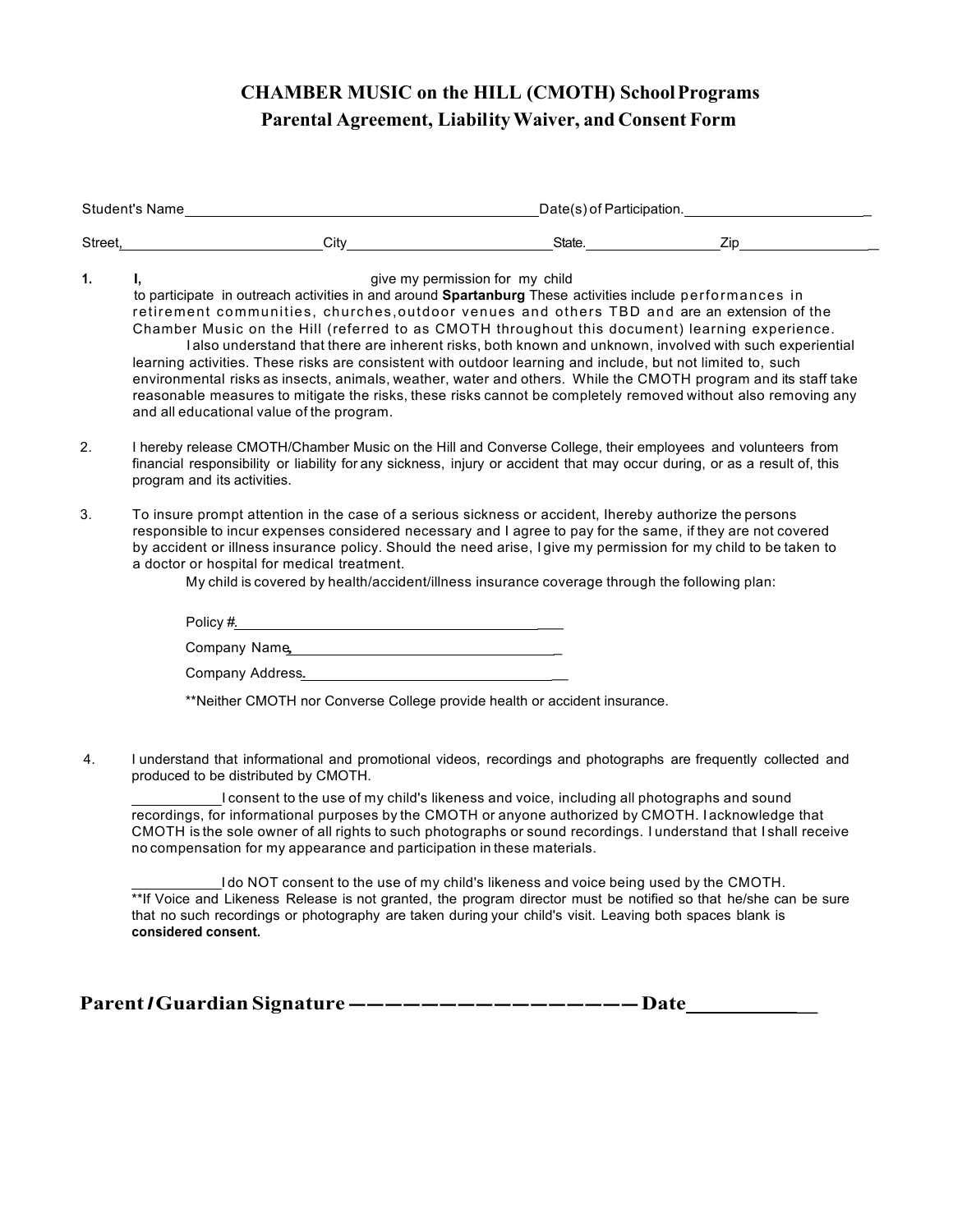# CHAMBER MUSIC on the HILL (CMOTH) School Programs
## Parental Agreement, Liability Waiver, and Consent Form

Student's Name_____________________________________________ Date(s) of Participation._______________________

Street,__________________________ City___________________________ State.________________ Zip_________________

1. **I,** give my permission for my child to participate in outreach activities in and around **Spartanburg** These activities include performances in retirement communities, churches, outdoor venues and others TBD and are an extension of the Chamber Music on the Hill (referred to as CMOTH throughout this document) learning experience.

   I also understand that there are inherent risks, both known and unknown, involved with such experiential learning activities. These risks are consistent with outdoor learning and include, but not limited to, such environmental risks as insects, animals, weather, water and others. While the CMOTH program and its staff take reasonable measures to mitigate the risks, these risks cannot be completely removed without also removing any and all educational value of the program.

2. I hereby release CMOTH/Chamber Music on the Hill and Converse College, their employees and volunteers from financial responsibility or liability for any sickness, injury or accident that may occur during, or as a result of, this program and its activities.

3. To insure prompt attention in the case of a serious sickness or accident, I hereby authorize the persons responsible to incur expenses considered necessary and I agree to pay for the same, if they are not covered by accident or illness insurance policy. Should the need arise, I give my permission for my child to be taken to a doctor or hospital for medical treatment.

   My child is covered by health/accident/illness insurance coverage through the following plan:

   Policy #.________________________________________

   Company Name,___________________________________

   Company Address.________________________________

   **Neither CMOTH nor Converse College provide health or accident insurance.

4. I understand that informational and promotional videos, recordings and photographs are frequently collected and produced to be distributed by CMOTH.

   ___________ I consent to the use of my child's likeness and voice, including all photographs and sound recordings, for informational purposes by the CMOTH or anyone authorized by CMOTH. I acknowledge that CMOTH is the sole owner of all rights to such photographs or sound recordings. I understand that I shall receive no compensation for my appearance and participation in these materials.

   ___________ I do NOT consent to the use of my child's likeness and voice being used by the CMOTH.
   **If Voice and Likeness Release is not granted, the program director must be notified so that he/she can be sure that no such recordings or photography are taken during your child's visit. Leaving both spaces blank is **considered consent.**

**Parent / Guardian Signature ————————————————— Date____________**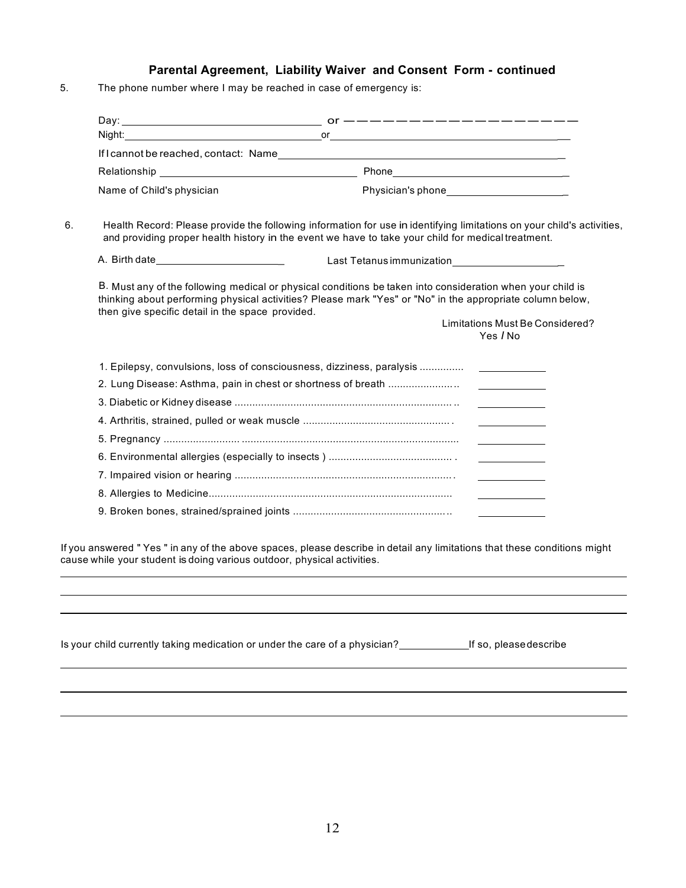## Parental Agreement, Liability Waiver and Consent Form - continued

5. The phone number where I may be reached in case of emergency is:

   Day: ______________________________ or ______________________________

   Night: ______________________________ or ______________________________

   If I cannot be reached, contact: Name ______________________________

   Relationship ______________________________ Phone ______________________________

   Name of Child's physician ______________________________ Physician's phone ______________________________

6. Health Record: Please provide the following information for use in identifying limitations on your child's activities, and providing proper health history in the event we have to take your child for medical treatment.

   A. Birth date ______________________ Last Tetanus immunization ______________________

   B. Must any of the following medical or physical conditions be taken into consideration when your child is thinking about performing physical activities? Please mark "Yes" or "No" in the appropriate column below, then give specific detail in the space provided.

| | Limitations Must Be Considered? Yes / No |
|---|---|
| 1. Epilepsy, convulsions, loss of consciousness, dizziness, paralysis .............. | ________ |
| 2. Lung Disease: Asthma, pain in chest or shortness of breath ...................... | ________ |
| 3. Diabetic or Kidney disease ........................................................................ | ________ |
| 4. Arthritis, strained, pulled or weak muscle .................................................. | ________ |
| 5. Pregnancy ...................................................................................................... | ________ |
| 6. Environmental allergies (especially to insects ) .......................................... | ________ |
| 7. Impaired vision or hearing .......................................................................... | ________ |
| 8. Allergies to Medicine.................................................................................... | ________ |
| 9. Broken bones, strained/sprained joints ...................................................... | ________ |

If you answered " Yes " in any of the above spaces, please describe in detail any limitations that these conditions might cause while your student is doing various outdoor, physical activities.

______________________________________________________________________________

______________________________________________________________________________

______________________________________________________________________________

Is your child currently taking medication or under the care of a physician? ____________ If so, please describe

______________________________________________________________________________

______________________________________________________________________________

______________________________________________________________________________